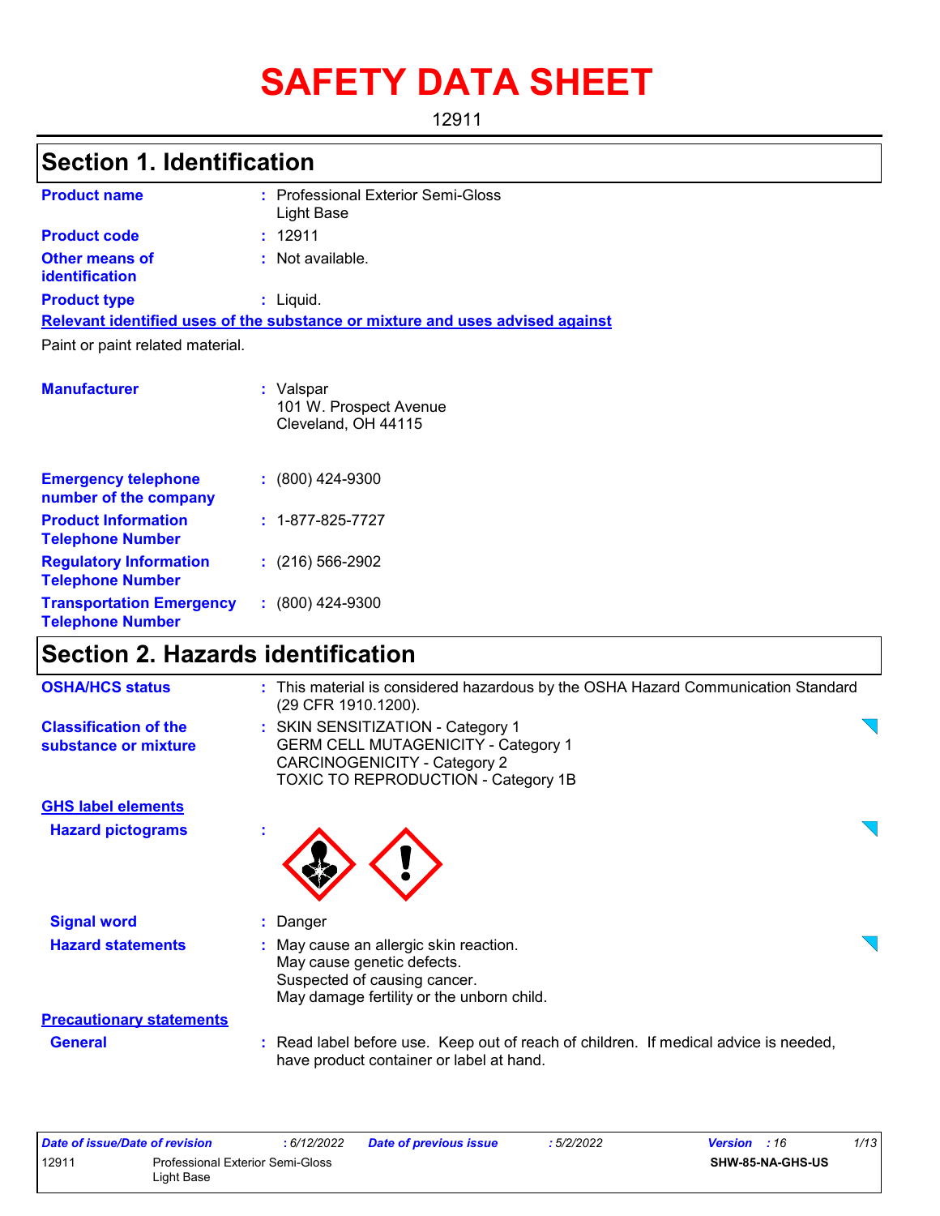# SAFETY DATA SHEET

12911

## Section 1. Identification

| | | |
|---|---|---|
| **Product name** | : | Professional Exterior Semi-Gloss Light Base |
| **Product code** | : | 12911 |
| **Other means of identification** | : | Not available. |
| **Product type** | : | Liquid. |

**Relevant identified uses of the substance or mixture and uses advised against**

Paint or paint related material.

| | | |
|---|---|---|
| **Manufacturer** | : | Valspar<br>101 W. Prospect Avenue<br>Cleveland, OH 44115 |
| **Emergency telephone number of the company** | : | (800) 424-9300 |
| **Product Information Telephone Number** | : | 1-877-825-7727 |
| **Regulatory Information Telephone Number** | : | (216) 566-2902 |
| **Transportation Emergency Telephone Number** | : | (800) 424-9300 |

## Section 2. Hazards identification

| | | |
|---|---|---|
| **OSHA/HCS status** | : | This material is considered hazardous by the OSHA Hazard Communication Standard (29 CFR 1910.1200). |
| **Classification of the substance or mixture** | : | SKIN SENSITIZATION - Category 1<br>GERM CELL MUTAGENICITY - Category 1<br>CARCINOGENICITY - Category 2<br>TOXIC TO REPRODUCTION - Category 1B |

**GHS label elements**

| | | |
|---|---|---|
| **Hazard pictograms** | : | |
| **Signal word** | : | Danger |
| **Hazard statements** | : | May cause an allergic skin reaction.<br>May cause genetic defects.<br>Suspected of causing cancer.<br>May damage fertility or the unborn child. |

**Precautionary statements**

| | | |
|---|---|---|
| **General** | : | Read label before use. Keep out of reach of children. If medical advice is needed, have product container or label at hand. |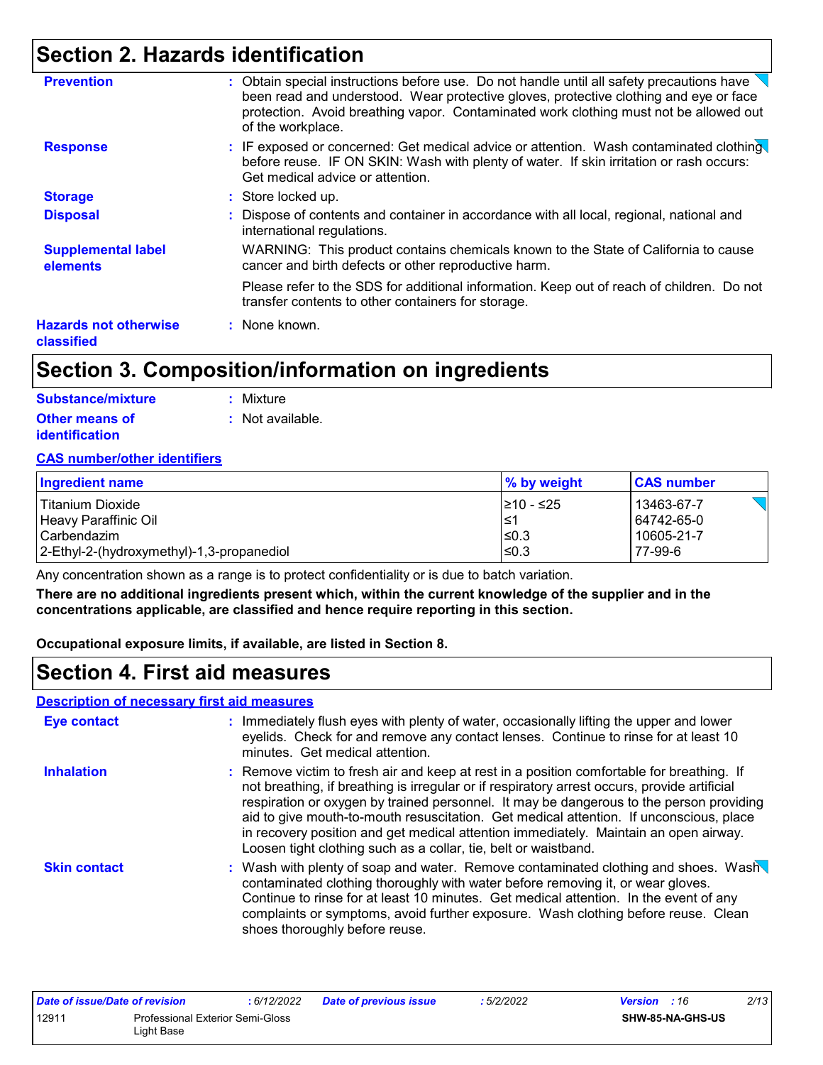## Section 2. Hazards identification

**Prevention** : Obtain special instructions before use. Do not handle until all safety precautions have been read and understood. Wear protective gloves, protective clothing and eye or face protection. Avoid breathing vapor. Contaminated work clothing must not be allowed out of the workplace.

**Response** : IF exposed or concerned: Get medical advice or attention. Wash contaminated clothing before reuse. IF ON SKIN: Wash with plenty of water. If skin irritation or rash occurs: Get medical advice or attention.

**Storage** : Store locked up.

**Disposal** : Dispose of contents and container in accordance with all local, regional, national and international regulations.

**Supplemental label elements** WARNING: This product contains chemicals known to the State of California to cause cancer and birth defects or other reproductive harm.

Please refer to the SDS for additional information. Keep out of reach of children. Do not transfer contents to other containers for storage.

**Hazards not otherwise classified** : None known.

## Section 3. Composition/information on ingredients

**Substance/mixture** : Mixture

**Other means of identification** : Not available.

**CAS number/other identifiers**

| Ingredient name | % by weight | CAS number |
|---|---|---|
| Titanium Dioxide | ≥10 - ≤25 | 13463-67-7 |
| Heavy Paraffinic Oil | ≤1 | 64742-65-0 |
| Carbendazim | ≤0.3 | 10605-21-7 |
| 2-Ethyl-2-(hydroxymethyl)-1,3-propanediol | ≤0.3 | 77-99-6 |

Any concentration shown as a range is to protect confidentiality or is due to batch variation.

**There are no additional ingredients present which, within the current knowledge of the supplier and in the concentrations applicable, are classified and hence require reporting in this section.**

**Occupational exposure limits, if available, are listed in Section 8.**

## Section 4. First aid measures

**Description of necessary first aid measures**

**Eye contact** : Immediately flush eyes with plenty of water, occasionally lifting the upper and lower eyelids. Check for and remove any contact lenses. Continue to rinse for at least 10 minutes. Get medical attention.

**Inhalation** : Remove victim to fresh air and keep at rest in a position comfortable for breathing. If not breathing, if breathing is irregular or if respiratory arrest occurs, provide artificial respiration or oxygen by trained personnel. It may be dangerous to the person providing aid to give mouth-to-mouth resuscitation. Get medical attention. If unconscious, place in recovery position and get medical attention immediately. Maintain an open airway. Loosen tight clothing such as a collar, tie, belt or waistband.

**Skin contact** : Wash with plenty of soap and water. Remove contaminated clothing and shoes. Wash contaminated clothing thoroughly with water before removing it, or wear gloves. Continue to rinse for at least 10 minutes. Get medical attention. In the event of any complaints or symptoms, avoid further exposure. Wash clothing before reuse. Clean shoes thoroughly before reuse.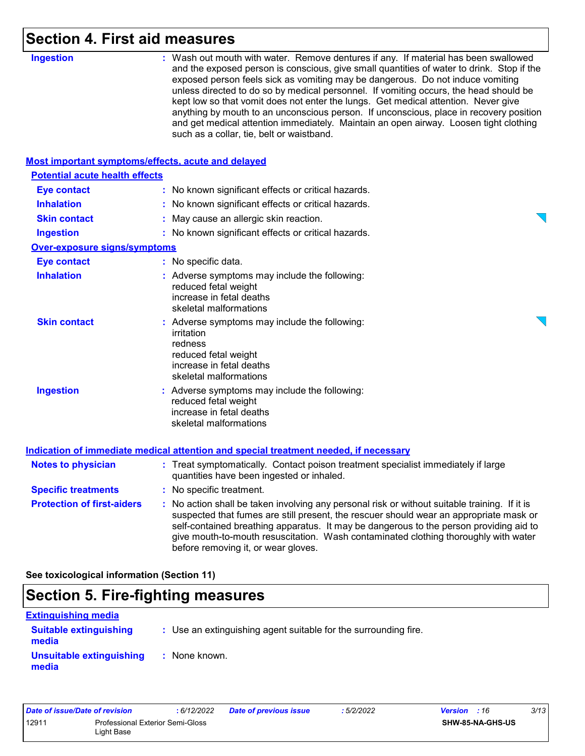## Section 4. First aid measures

**Ingestion** : Wash out mouth with water. Remove dentures if any. If material has been swallowed and the exposed person is conscious, give small quantities of water to drink. Stop if the exposed person feels sick as vomiting may be dangerous. Do not induce vomiting unless directed to do so by medical personnel. If vomiting occurs, the head should be kept low so that vomit does not enter the lungs. Get medical attention. Never give anything by mouth to an unconscious person. If unconscious, place in recovery position and get medical attention immediately. Maintain an open airway. Loosen tight clothing such as a collar, tie, belt or waistband.

### Most important symptoms/effects, acute and delayed

**Potential acute health effects**

**Eye contact** : No known significant effects or critical hazards.

**Inhalation** : No known significant effects or critical hazards.

**Skin contact** : May cause an allergic skin reaction.

**Ingestion** : No known significant effects or critical hazards.

**Over-exposure signs/symptoms**

**Eye contact** : No specific data.

**Inhalation** : Adverse symptoms may include the following:
reduced fetal weight
increase in fetal deaths
skeletal malformations

**Skin contact** : Adverse symptoms may include the following:
irritation
redness
reduced fetal weight
increase in fetal deaths
skeletal malformations

**Ingestion** : Adverse symptoms may include the following:
reduced fetal weight
increase in fetal deaths
skeletal malformations

### Indication of immediate medical attention and special treatment needed, if necessary

**Notes to physician** : Treat symptomatically. Contact poison treatment specialist immediately if large quantities have been ingested or inhaled.

**Specific treatments** : No specific treatment.

**Protection of first-aiders** : No action shall be taken involving any personal risk or without suitable training. If it is suspected that fumes are still present, the rescuer should wear an appropriate mask or self-contained breathing apparatus. It may be dangerous to the person providing aid to give mouth-to-mouth resuscitation. Wash contaminated clothing thoroughly with water before removing it, or wear gloves.

**See toxicological information (Section 11)**

## Section 5. Fire-fighting measures

### Extinguishing media

**Suitable extinguishing media** : Use an extinguishing agent suitable for the surrounding fire.

**Unsuitable extinguishing media** : None known.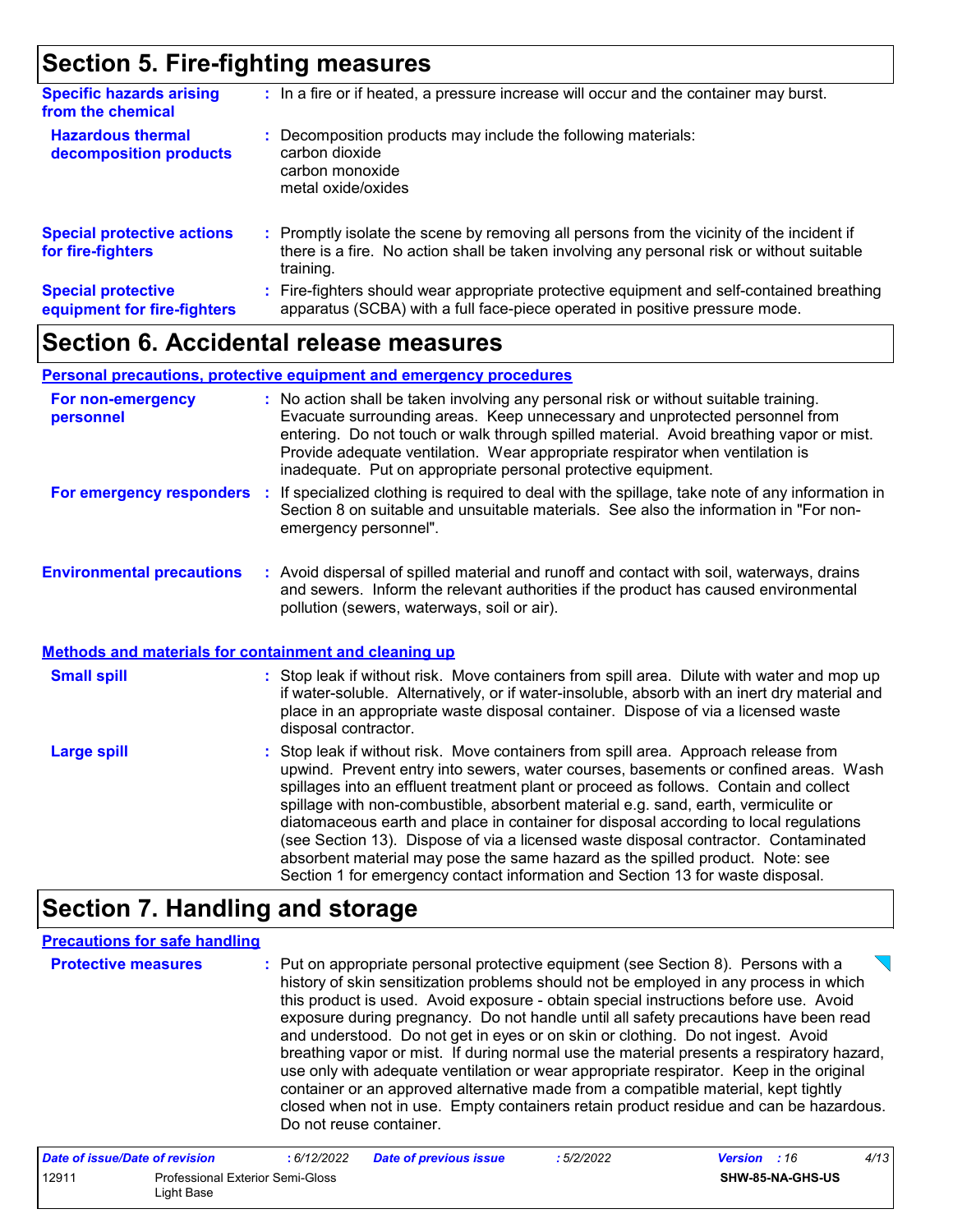## Section 5. Fire-fighting measures

**Specific hazards arising from the chemical** : In a fire or if heated, a pressure increase will occur and the container may burst.

**Hazardous thermal decomposition products** : Decomposition products may include the following materials:
carbon dioxide
carbon monoxide
metal oxide/oxides

**Special protective actions for fire-fighters** : Promptly isolate the scene by removing all persons from the vicinity of the incident if there is a fire. No action shall be taken involving any personal risk or without suitable training.

**Special protective equipment for fire-fighters** : Fire-fighters should wear appropriate protective equipment and self-contained breathing apparatus (SCBA) with a full face-piece operated in positive pressure mode.

## Section 6. Accidental release measures

### Personal precautions, protective equipment and emergency procedures

**For non-emergency personnel** : No action shall be taken involving any personal risk or without suitable training. Evacuate surrounding areas. Keep unnecessary and unprotected personnel from entering. Do not touch or walk through spilled material. Avoid breathing vapor or mist. Provide adequate ventilation. Wear appropriate respirator when ventilation is inadequate. Put on appropriate personal protective equipment.

**For emergency responders** : If specialized clothing is required to deal with the spillage, take note of any information in Section 8 on suitable and unsuitable materials. See also the information in "For non-emergency personnel".

**Environmental precautions** : Avoid dispersal of spilled material and runoff and contact with soil, waterways, drains and sewers. Inform the relevant authorities if the product has caused environmental pollution (sewers, waterways, soil or air).

### Methods and materials for containment and cleaning up

**Small spill** : Stop leak if without risk. Move containers from spill area. Dilute with water and mop up if water-soluble. Alternatively, or if water-insoluble, absorb with an inert dry material and place in an appropriate waste disposal container. Dispose of via a licensed waste disposal contractor.

**Large spill** : Stop leak if without risk. Move containers from spill area. Approach release from upwind. Prevent entry into sewers, water courses, basements or confined areas. Wash spillages into an effluent treatment plant or proceed as follows. Contain and collect spillage with non-combustible, absorbent material e.g. sand, earth, vermiculite or diatomaceous earth and place in container for disposal according to local regulations (see Section 13). Dispose of via a licensed waste disposal contractor. Contaminated absorbent material may pose the same hazard as the spilled product. Note: see Section 1 for emergency contact information and Section 13 for waste disposal.

## Section 7. Handling and storage

### Precautions for safe handling

**Protective measures** : Put on appropriate personal protective equipment (see Section 8). Persons with a history of skin sensitization problems should not be employed in any process in which this product is used. Avoid exposure - obtain special instructions before use. Avoid exposure during pregnancy. Do not handle until all safety precautions have been read and understood. Do not get in eyes or on skin or clothing. Do not ingest. Avoid breathing vapor or mist. If during normal use the material presents a respiratory hazard, use only with adequate ventilation or wear appropriate respirator. Keep in the original container or an approved alternative made from a compatible material, kept tightly closed when not in use. Empty containers retain product residue and can be hazardous. Do not reuse container.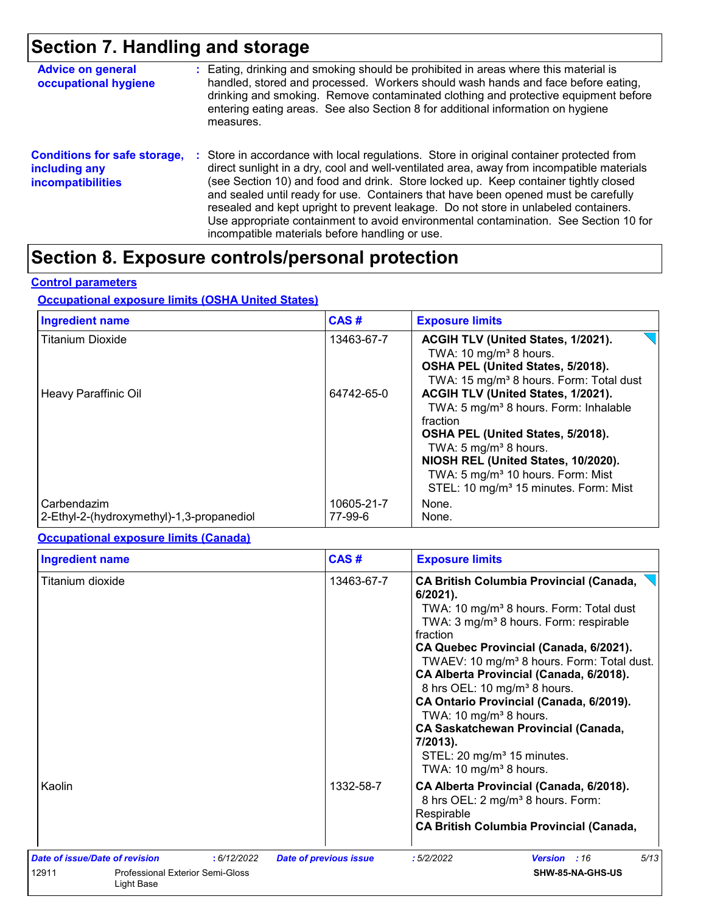# Section 7. Handling and storage

**Advice on general occupational hygiene** : Eating, drinking and smoking should be prohibited in areas where this material is handled, stored and processed. Workers should wash hands and face before eating, drinking and smoking. Remove contaminated clothing and protective equipment before entering eating areas. See also Section 8 for additional information on hygiene measures.

**Conditions for safe storage, including any incompatibilities** : Store in accordance with local regulations. Store in original container protected from direct sunlight in a dry, cool and well-ventilated area, away from incompatible materials (see Section 10) and food and drink. Store locked up. Keep container tightly closed and sealed until ready for use. Containers that have been opened must be carefully resealed and kept upright to prevent leakage. Do not store in unlabeled containers. Use appropriate containment to avoid environmental contamination. See Section 10 for incompatible materials before handling or use.

# Section 8. Exposure controls/personal protection

## Control parameters

### Occupational exposure limits (OSHA United States)

| Ingredient name | CAS # | Exposure limits |
|---|---|---|
| Titanium Dioxide | 13463-67-7 | **ACGIH TLV (United States, 1/2021).** TWA: 10 mg/m³ 8 hours. **OSHA PEL (United States, 5/2018).** TWA: 15 mg/m³ 8 hours. Form: Total dust |
| Heavy Paraffinic Oil | 64742-65-0 | **ACGIH TLV (United States, 1/2021).** TWA: 5 mg/m³ 8 hours. Form: Inhalable fraction **OSHA PEL (United States, 5/2018).** TWA: 5 mg/m³ 8 hours. **NIOSH REL (United States, 10/2020).** TWA: 5 mg/m³ 10 hours. Form: Mist STEL: 10 mg/m³ 15 minutes. Form: Mist |
| Carbendazim | 10605-21-7 | None. |
| 2-Ethyl-2-(hydroxymethyl)-1,3-propanediol | 77-99-6 | None. |

### Occupational exposure limits (Canada)

| Ingredient name | CAS # | Exposure limits |
|---|---|---|
| Titanium dioxide | 13463-67-7 | **CA British Columbia Provincial (Canada, 6/2021).** TWA: 10 mg/m³ 8 hours. Form: Total dust TWA: 3 mg/m³ 8 hours. Form: respirable fraction **CA Quebec Provincial (Canada, 6/2021).** TWAEV: 10 mg/m³ 8 hours. Form: Total dust. **CA Alberta Provincial (Canada, 6/2018).** 8 hrs OEL: 10 mg/m³ 8 hours. **CA Ontario Provincial (Canada, 6/2019).** TWA: 10 mg/m³ 8 hours. **CA Saskatchewan Provincial (Canada, 7/2013).** STEL: 20 mg/m³ 15 minutes. TWA: 10 mg/m³ 8 hours. |
| Kaolin | 1332-58-7 | **CA Alberta Provincial (Canada, 6/2018).** 8 hrs OEL: 2 mg/m³ 8 hours. Form: Respirable **CA British Columbia Provincial (Canada,** |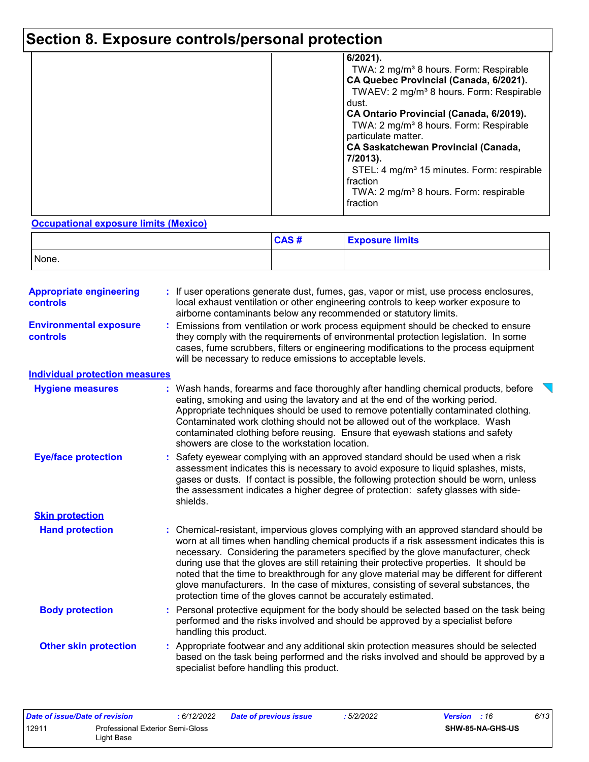# Section 8. Exposure controls/personal protection

| | | |
|---|---|---|
| | | **6/2021).**<br>TWA: 2 mg/m³ 8 hours. Form: Respirable<br>**CA Quebec Provincial (Canada, 6/2021).**<br>TWAEV: 2 mg/m³ 8 hours. Form: Respirable dust.<br>**CA Ontario Provincial (Canada, 6/2019).**<br>TWA: 2 mg/m³ 8 hours. Form: Respirable particulate matter.<br>**CA Saskatchewan Provincial (Canada, 7/2013).**<br>STEL: 4 mg/m³ 15 minutes. Form: respirable fraction<br>TWA: 2 mg/m³ 8 hours. Form: respirable fraction |

**Occupational exposure limits (Mexico)**

| | CAS # | Exposure limits |
|---|---|---|
| None. | | |

**Appropriate engineering controls** : If user operations generate dust, fumes, gas, vapor or mist, use process enclosures, local exhaust ventilation or other engineering controls to keep worker exposure to airborne contaminants below any recommended or statutory limits.

**Environmental exposure controls** : Emissions from ventilation or work process equipment should be checked to ensure they comply with the requirements of environmental protection legislation. In some cases, fume scrubbers, filters or engineering modifications to the process equipment will be necessary to reduce emissions to acceptable levels.

**Individual protection measures**

**Hygiene measures** : Wash hands, forearms and face thoroughly after handling chemical products, before eating, smoking and using the lavatory and at the end of the working period. Appropriate techniques should be used to remove potentially contaminated clothing. Contaminated work clothing should not be allowed out of the workplace. Wash contaminated clothing before reusing. Ensure that eyewash stations and safety showers are close to the workstation location.

**Eye/face protection** : Safety eyewear complying with an approved standard should be used when a risk assessment indicates this is necessary to avoid exposure to liquid splashes, mists, gases or dusts. If contact is possible, the following protection should be worn, unless the assessment indicates a higher degree of protection: safety glasses with side-shields.

**Skin protection**

**Hand protection** : Chemical-resistant, impervious gloves complying with an approved standard should be worn at all times when handling chemical products if a risk assessment indicates this is necessary. Considering the parameters specified by the glove manufacturer, check during use that the gloves are still retaining their protective properties. It should be noted that the time to breakthrough for any glove material may be different for different glove manufacturers. In the case of mixtures, consisting of several substances, the protection time of the gloves cannot be accurately estimated.

**Body protection** : Personal protective equipment for the body should be selected based on the task being performed and the risks involved and should be approved by a specialist before handling this product.

**Other skin protection** : Appropriate footwear and any additional skin protection measures should be selected based on the task being performed and the risks involved and should be approved by a specialist before handling this product.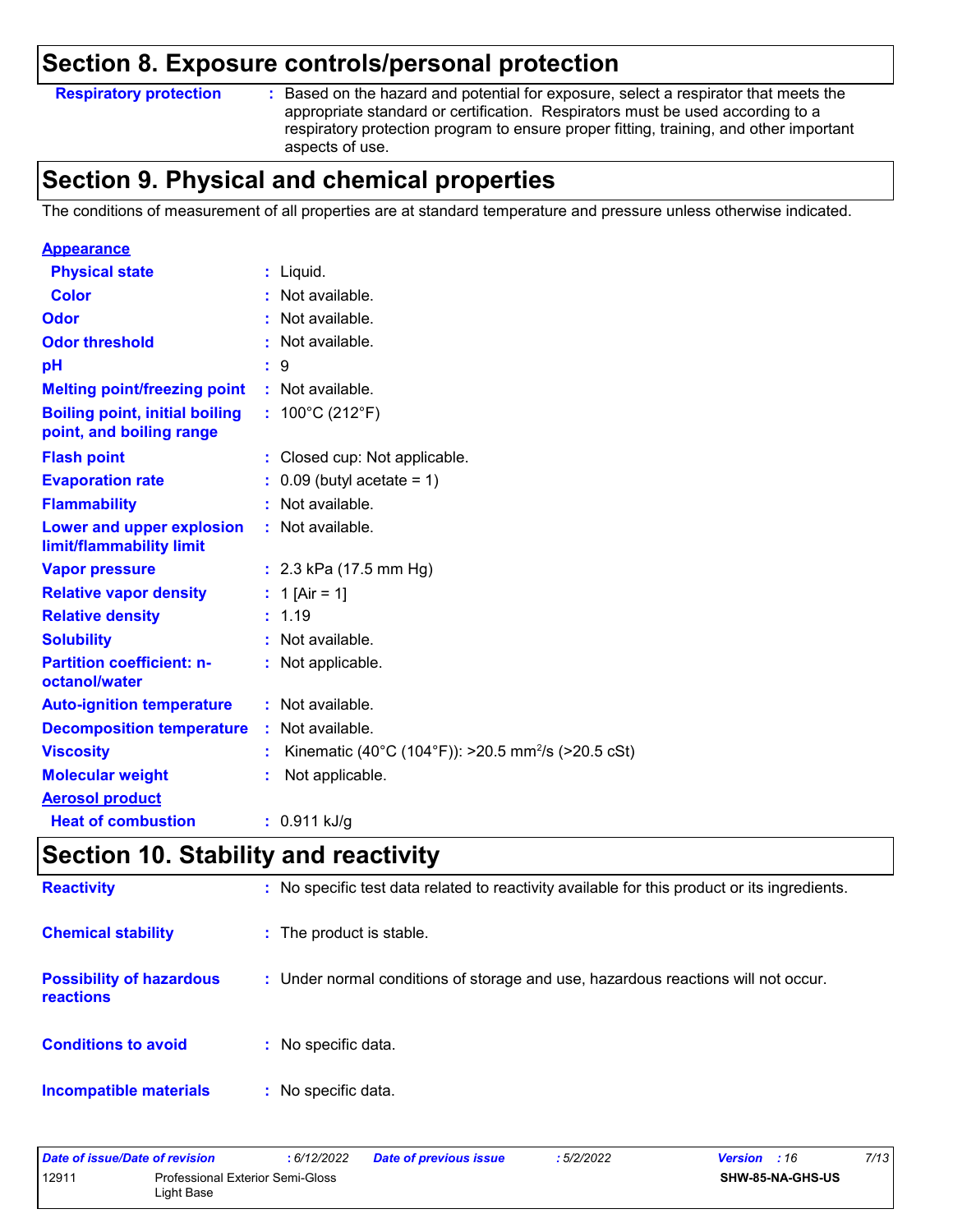## Section 8. Exposure controls/personal protection

**Respiratory protection** : Based on the hazard and potential for exposure, select a respirator that meets the appropriate standard or certification. Respirators must be used according to a respiratory protection program to ensure proper fitting, training, and other important aspects of use.

## Section 9. Physical and chemical properties

The conditions of measurement of all properties are at standard temperature and pressure unless otherwise indicated.

**Appearance**

| | |
|---|---|
| **Physical state** | : Liquid. |
| **Color** | : Not available. |
| **Odor** | : Not available. |
| **Odor threshold** | : Not available. |
| **pH** | : 9 |
| **Melting point/freezing point** | : Not available. |
| **Boiling point, initial boiling point, and boiling range** | : 100°C (212°F) |
| **Flash point** | : Closed cup: Not applicable. |
| **Evaporation rate** | : 0.09 (butyl acetate = 1) |
| **Flammability** | : Not available. |
| **Lower and upper explosion limit/flammability limit** | : Not available. |
| **Vapor pressure** | : 2.3 kPa (17.5 mm Hg) |
| **Relative vapor density** | : 1 [Air = 1] |
| **Relative density** | : 1.19 |
| **Solubility** | : Not available. |
| **Partition coefficient: n-octanol/water** | : Not applicable. |
| **Auto-ignition temperature** | : Not available. |
| **Decomposition temperature** | : Not available. |
| **Viscosity** | : Kinematic (40°C (104°F)): >20.5 $mm^2/s$ (>20.5 cSt) |
| **Molecular weight** | : Not applicable. |

**Aerosol product**

| | |
|---|---|
| **Heat of combustion** | : 0.911 kJ/g |

## Section 10. Stability and reactivity

| | |
|---|---|
| **Reactivity** | : No specific test data related to reactivity available for this product or its ingredients. |
| **Chemical stability** | : The product is stable. |
| **Possibility of hazardous reactions** | : Under normal conditions of storage and use, hazardous reactions will not occur. |
| **Conditions to avoid** | : No specific data. |
| **Incompatible materials** | : No specific data. |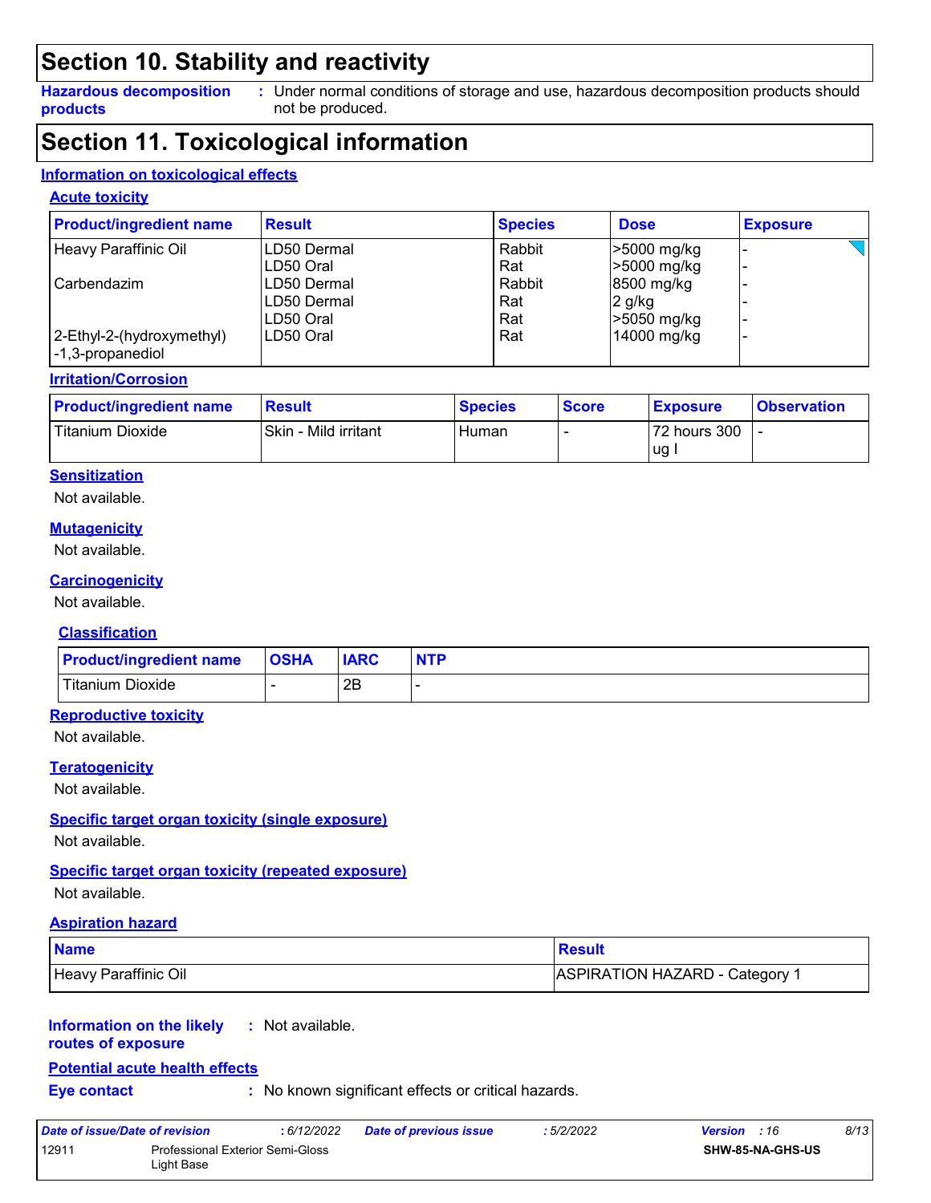# Section 10. Stability and reactivity

**Hazardous decomposition products** : Under normal conditions of storage and use, hazardous decomposition products should not be produced.

# Section 11. Toxicological information

## Information on toxicological effects

### Acute toxicity

| Product/ingredient name | Result | Species | Dose | Exposure |
|---|---|---|---|---|
| Heavy Paraffinic Oil | LD50 Dermal | Rabbit | >5000 mg/kg | - |
| | LD50 Oral | Rat | >5000 mg/kg | - |
| Carbendazim | LD50 Dermal | Rabbit | 8500 mg/kg | - |
| | LD50 Dermal | Rat | 2 g/kg | - |
| | LD50 Oral | Rat | >5050 mg/kg | - |
| 2-Ethyl-2-(hydroxymethyl)-1,3-propanediol | LD50 Oral | Rat | 14000 mg/kg | - |

### Irritation/Corrosion

| Product/ingredient name | Result | Species | Score | Exposure | Observation |
|---|---|---|---|---|---|
| Titanium Dioxide | Skin - Mild irritant | Human | - | 72 hours 300 ug I | - |

### Sensitization

Not available.

### Mutagenicity

Not available.

### Carcinogenicity

Not available.

### Classification

| Product/ingredient name | OSHA | IARC | NTP |
|---|---|---|---|
| Titanium Dioxide | - | 2B | - |

### Reproductive toxicity

Not available.

### Teratogenicity

Not available.

### Specific target organ toxicity (single exposure)

Not available.

### Specific target organ toxicity (repeated exposure)

Not available.

### Aspiration hazard

| Name | Result |
|---|---|
| Heavy Paraffinic Oil | ASPIRATION HAZARD - Category 1 |

**Information on the likely routes of exposure** : Not available.

### Potential acute health effects

**Eye contact** : No known significant effects or critical hazards.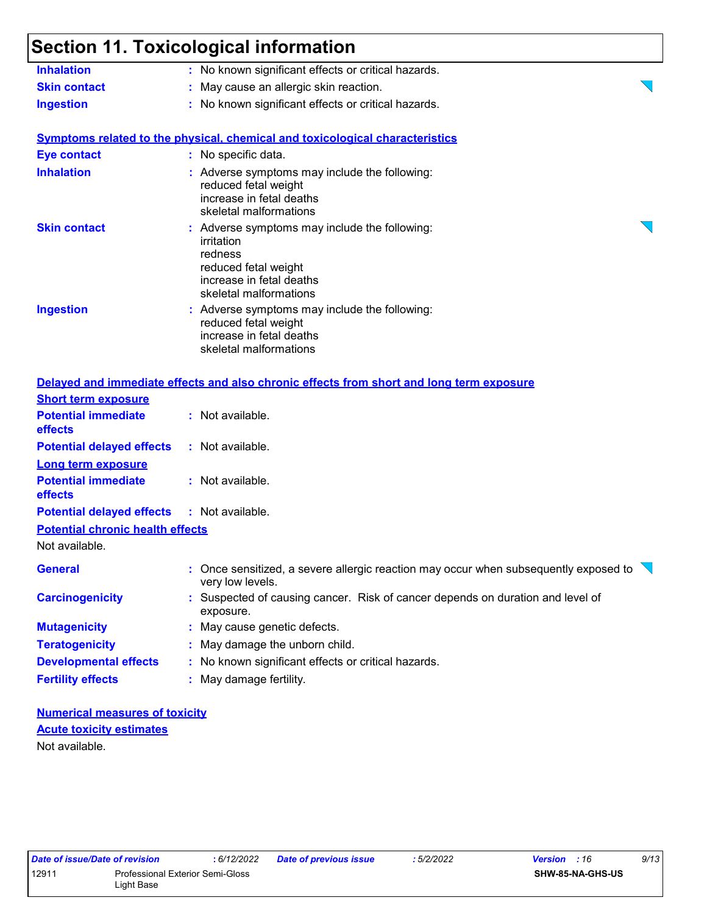# Section 11. Toxicological information

| | | |
|---|---|---|
| **Inhalation** | : | No known significant effects or critical hazards. |
| **Skin contact** | : | May cause an allergic skin reaction. |
| **Ingestion** | : | No known significant effects or critical hazards. |

**Symptoms related to the physical, chemical and toxicological characteristics**

| | | |
|---|---|---|
| **Eye contact** | : | No specific data. |
| **Inhalation** | : | Adverse symptoms may include the following:<br>reduced fetal weight<br>increase in fetal deaths<br>skeletal malformations |
| **Skin contact** | : | Adverse symptoms may include the following:<br>irritation<br>redness<br>reduced fetal weight<br>increase in fetal deaths<br>skeletal malformations |
| **Ingestion** | : | Adverse symptoms may include the following:<br>reduced fetal weight<br>increase in fetal deaths<br>skeletal malformations |

**Delayed and immediate effects and also chronic effects from short and long term exposure**

**Short term exposure**

| | | |
|---|---|---|
| **Potential immediate effects** | : | Not available. |
| **Potential delayed effects** | : | Not available. |

**Long term exposure**

| | | |
|---|---|---|
| **Potential immediate effects** | : | Not available. |
| **Potential delayed effects** | : | Not available. |

**Potential chronic health effects**

Not available.

| | | |
|---|---|---|
| **General** | : | Once sensitized, a severe allergic reaction may occur when subsequently exposed to very low levels. |
| **Carcinogenicity** | : | Suspected of causing cancer. Risk of cancer depends on duration and level of exposure. |
| **Mutagenicity** | : | May cause genetic defects. |
| **Teratogenicity** | : | May damage the unborn child. |
| **Developmental effects** | : | No known significant effects or critical hazards. |
| **Fertility effects** | : | May damage fertility. |

**Numerical measures of toxicity**

**Acute toxicity estimates**

Not available.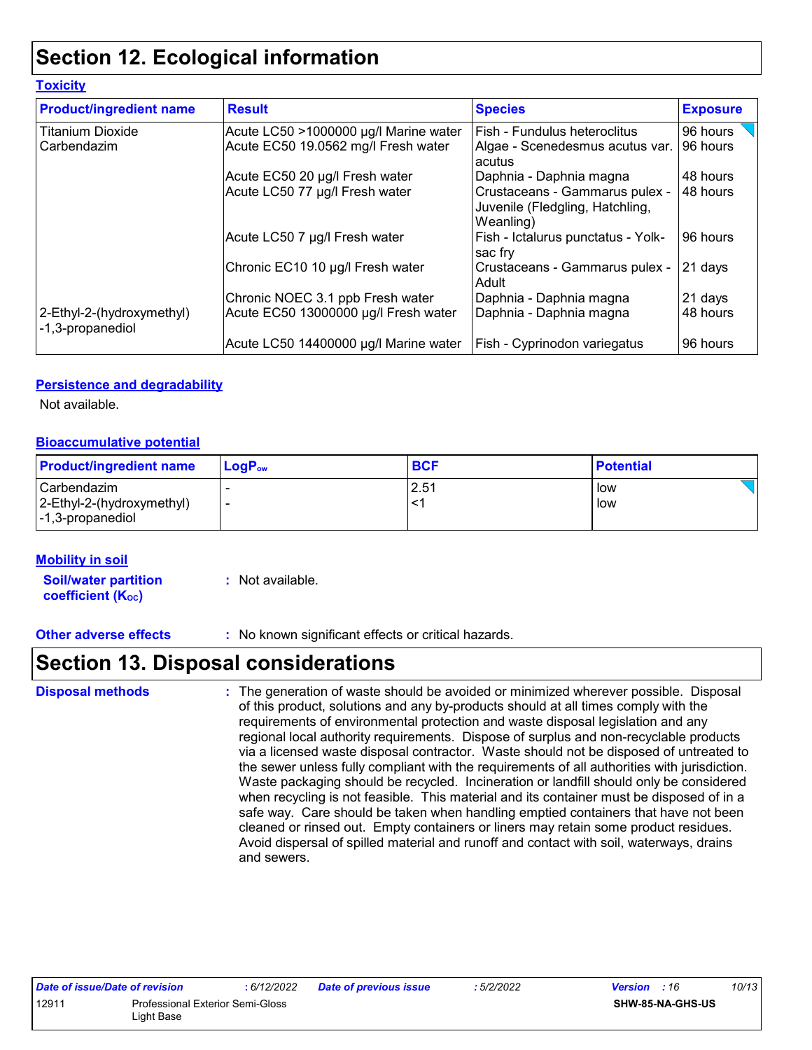# Section 12. Ecological information

### Toxicity

| Product/ingredient name | Result | Species | Exposure |
|---|---|---|---|
| Titanium Dioxide | Acute LC50 >1000000 µg/l Marine water | Fish - Fundulus heteroclitus | 96 hours |
| Carbendazim | Acute EC50 19.0562 mg/l Fresh water | Algae - Scenedesmus acutus var. acutus | 96 hours |
| | Acute EC50 20 µg/l Fresh water | Daphnia - Daphnia magna | 48 hours |
| | Acute LC50 77 µg/l Fresh water | Crustaceans - Gammarus pulex - Juvenile (Fledgling, Hatchling, Weanling) | 48 hours |
| | Acute LC50 7 µg/l Fresh water | Fish - Ictalurus punctatus - Yolk-sac fry | 96 hours |
| | Chronic EC10 10 µg/l Fresh water | Crustaceans - Gammarus pulex - Adult | 21 days |
| | Chronic NOEC 3.1 ppb Fresh water | Daphnia - Daphnia magna | 21 days |
| 2-Ethyl-2-(hydroxymethyl) -1,3-propanediol | Acute EC50 13000000 µg/l Fresh water | Daphnia - Daphnia magna | 48 hours |
| | Acute LC50 14400000 µg/l Marine water | Fish - Cyprinodon variegatus | 96 hours |

### Persistence and degradability

Not available.

### Bioaccumulative potential

| Product/ingredient name | $LogP_{ow}$ | BCF | Potential |
|---|---|---|---|
| Carbendazim | - | 2.51 | low |
| 2-Ethyl-2-(hydroxymethyl) -1,3-propanediol | - | <1 | low |

### Mobility in soil

**Soil/water partition coefficient ($K_{OC}$)** : Not available.

**Other adverse effects** : No known significant effects or critical hazards.

# Section 13. Disposal considerations

**Disposal methods** : The generation of waste should be avoided or minimized wherever possible. Disposal of this product, solutions and any by-products should at all times comply with the requirements of environmental protection and waste disposal legislation and any regional local authority requirements. Dispose of surplus and non-recyclable products via a licensed waste disposal contractor. Waste should not be disposed of untreated to the sewer unless fully compliant with the requirements of all authorities with jurisdiction. Waste packaging should be recycled. Incineration or landfill should only be considered when recycling is not feasible. This material and its container must be disposed of in a safe way. Care should be taken when handling emptied containers that have not been cleaned or rinsed out. Empty containers or liners may retain some product residues. Avoid dispersal of spilled material and runoff and contact with soil, waterways, drains and sewers.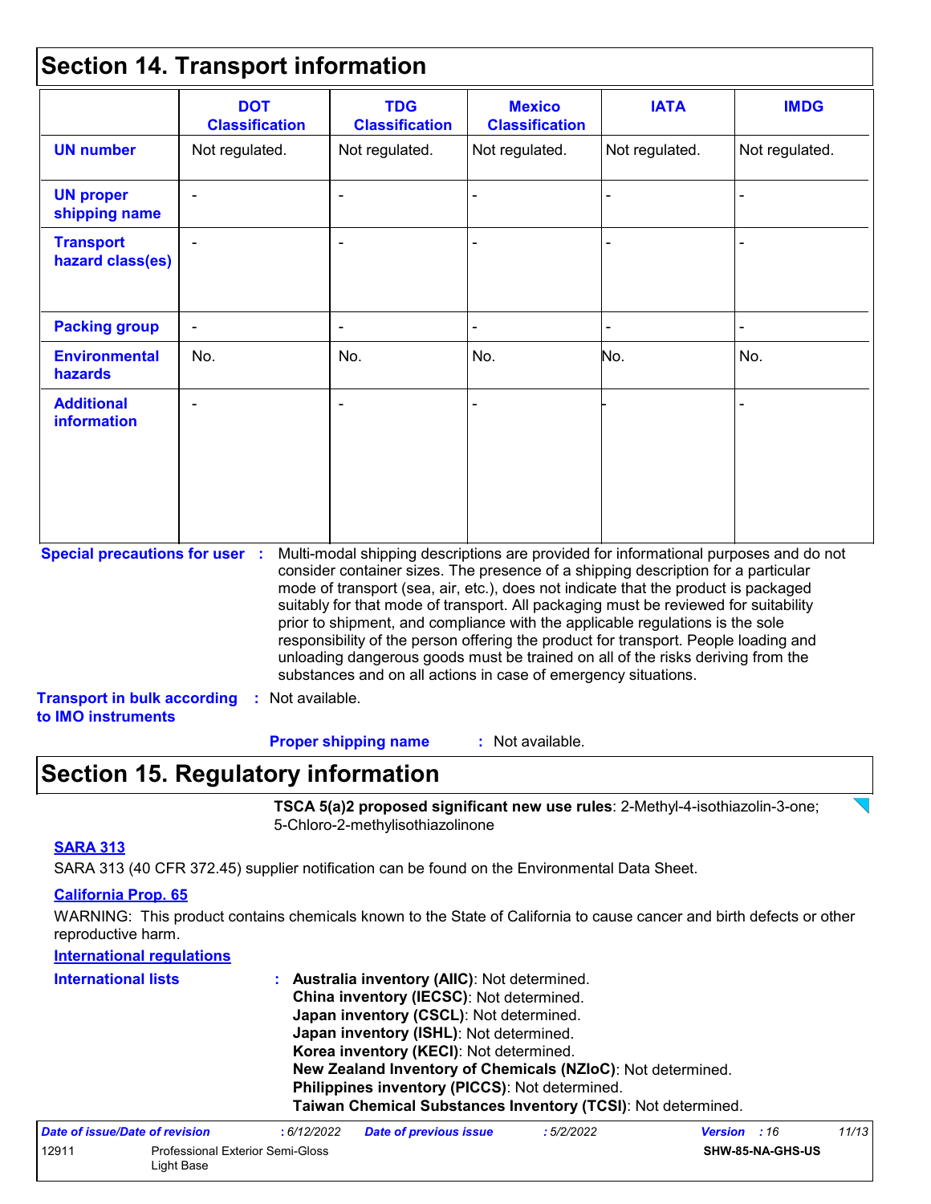## Section 14. Transport information

| | DOT Classification | TDG Classification | Mexico Classification | IATA | IMDG |
|---|---|---|---|---|---|
| **UN number** | Not regulated. | Not regulated. | Not regulated. | Not regulated. | Not regulated. |
| **UN proper shipping name** | - | - | - | - | - |
| **Transport hazard class(es)** | - | - | - | - | - |
| **Packing group** | - | - | - | - | - |
| **Environmental hazards** | No. | No. | No. | No. | No. |
| **Additional information** | - | - | - | - | - |

**Special precautions for user** : Multi-modal shipping descriptions are provided for informational purposes and do not consider container sizes. The presence of a shipping description for a particular mode of transport (sea, air, etc.), does not indicate that the product is packaged suitably for that mode of transport. All packaging must be reviewed for suitability prior to shipment, and compliance with the applicable regulations is the sole responsibility of the person offering the product for transport. People loading and unloading dangerous goods must be trained on all of the risks deriving from the substances and on all actions in case of emergency situations.

**Transport in bulk according to IMO instruments** : Not available.

**Proper shipping name** : Not available.

## Section 15. Regulatory information

**TSCA 5(a)2 proposed significant new use rules**: 2-Methyl-4-isothiazolin-3-one; 5-Chloro-2-methylisothiazolinone

### SARA 313

SARA 313 (40 CFR 372.45) supplier notification can be found on the Environmental Data Sheet.

### California Prop. 65

WARNING: This product contains chemicals known to the State of California to cause cancer and birth defects or other reproductive harm.

### International regulations

**International lists** :
**Australia inventory (AIIC)**: Not determined.
**China inventory (IECSC)**: Not determined.
**Japan inventory (CSCL)**: Not determined.
**Japan inventory (ISHL)**: Not determined.
**Korea inventory (KECI)**: Not determined.
**New Zealand Inventory of Chemicals (NZIoC)**: Not determined.
**Philippines inventory (PICCS)**: Not determined.
**Taiwan Chemical Substances Inventory (TCSI)**: Not determined.

| *Date of issue/Date of revision* | *: 6/12/2022* | *Date of previous issue* | *: 5/2/2022* | *Version* | *: 16* |
|---|---|---|---|---|---|
| 12911 | Professional Exterior Semi-Gloss Light Base | | | **SHW-85-NA-GHS-US** | |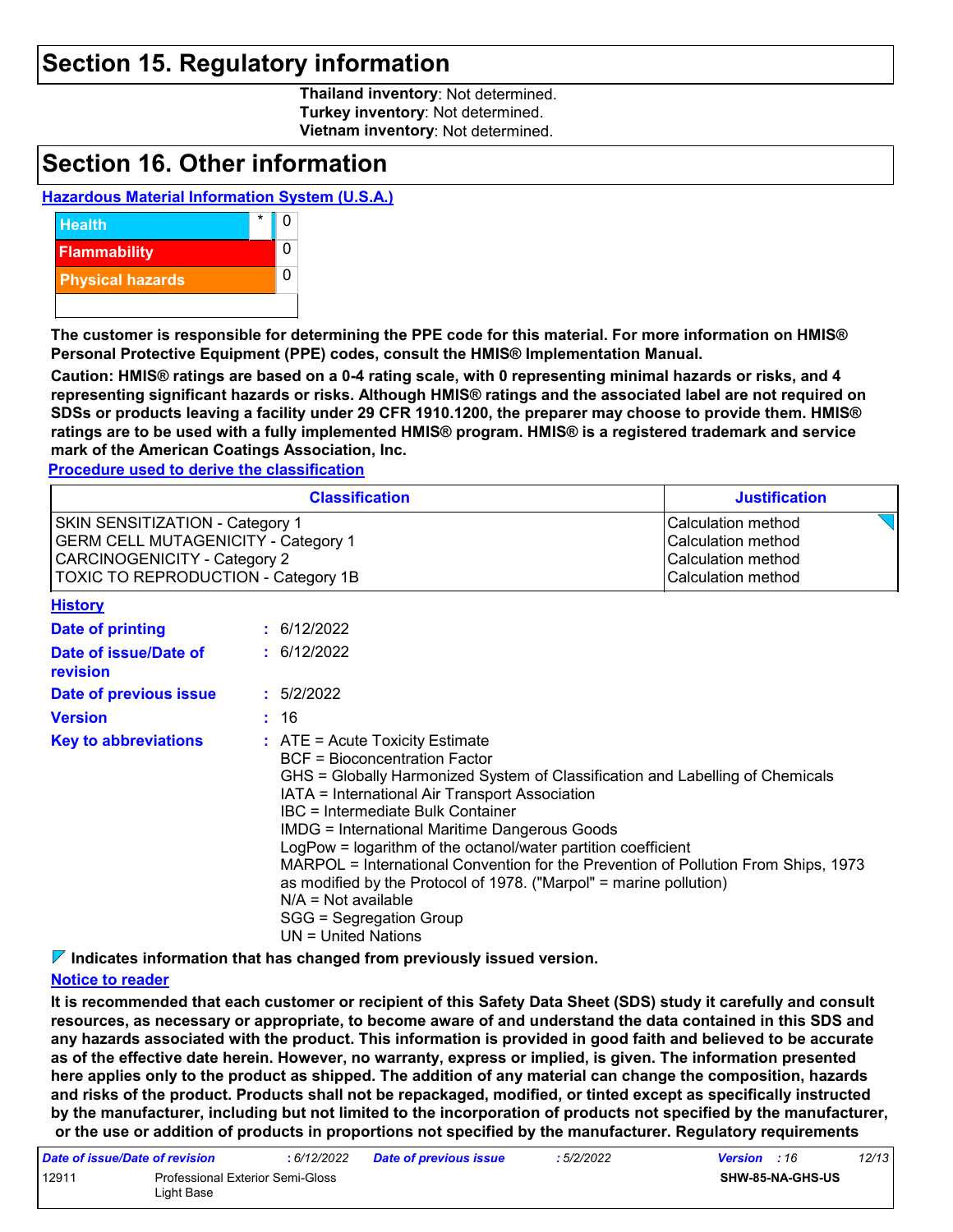## Section 15. Regulatory information

**Thailand inventory**: Not determined.
**Turkey inventory**: Not determined.
**Vietnam inventory**: Not determined.

## Section 16. Other information

**Hazardous Material Information System (U.S.A.)**

| | | |
|---|---|---|
| Health | * | 0 |
| Flammability | | 0 |
| Physical hazards | | 0 |

**The customer is responsible for determining the PPE code for this material. For more information on HMIS® Personal Protective Equipment (PPE) codes, consult the HMIS® Implementation Manual.**

**Caution: HMIS® ratings are based on a 0-4 rating scale, with 0 representing minimal hazards or risks, and 4 representing significant hazards or risks. Although HMIS® ratings and the associated label are not required on SDSs or products leaving a facility under 29 CFR 1910.1200, the preparer may choose to provide them. HMIS® ratings are to be used with a fully implemented HMIS® program. HMIS® is a registered trademark and service mark of the American Coatings Association, Inc.**

**Procedure used to derive the classification**

| Classification | Justification |
|---|---|
| SKIN SENSITIZATION - Category 1 | Calculation method |
| GERM CELL MUTAGENICITY - Category 1 | Calculation method |
| CARCINOGENICITY - Category 2 | Calculation method |
| TOXIC TO REPRODUCTION - Category 1B | Calculation method |

**History**

**Date of printing** : 6/12/2022

**Date of issue/Date of revision** : 6/12/2022

**Date of previous issue** : 5/2/2022

**Version** : 16

**Key to abbreviations** :
ATE = Acute Toxicity Estimate
BCF = Bioconcentration Factor
GHS = Globally Harmonized System of Classification and Labelling of Chemicals
IATA = International Air Transport Association
IBC = Intermediate Bulk Container
IMDG = International Maritime Dangerous Goods
LogPow = logarithm of the octanol/water partition coefficient
MARPOL = International Convention for the Prevention of Pollution From Ships, 1973 as modified by the Protocol of 1978. ("Marpol" = marine pollution)
N/A = Not available
SGG = Segregation Group
UN = United Nations

**Indicates information that has changed from previously issued version.**

**Notice to reader**

**It is recommended that each customer or recipient of this Safety Data Sheet (SDS) study it carefully and consult resources, as necessary or appropriate, to become aware of and understand the data contained in this SDS and any hazards associated with the product. This information is provided in good faith and believed to be accurate as of the effective date herein. However, no warranty, express or implied, is given. The information presented here applies only to the product as shipped. The addition of any material can change the composition, hazards and risks of the product. Products shall not be repackaged, modified, or tinted except as specifically instructed by the manufacturer, including but not limited to the incorporation of products not specified by the manufacturer, or the use or addition of products in proportions not specified by the manufacturer. Regulatory requirements**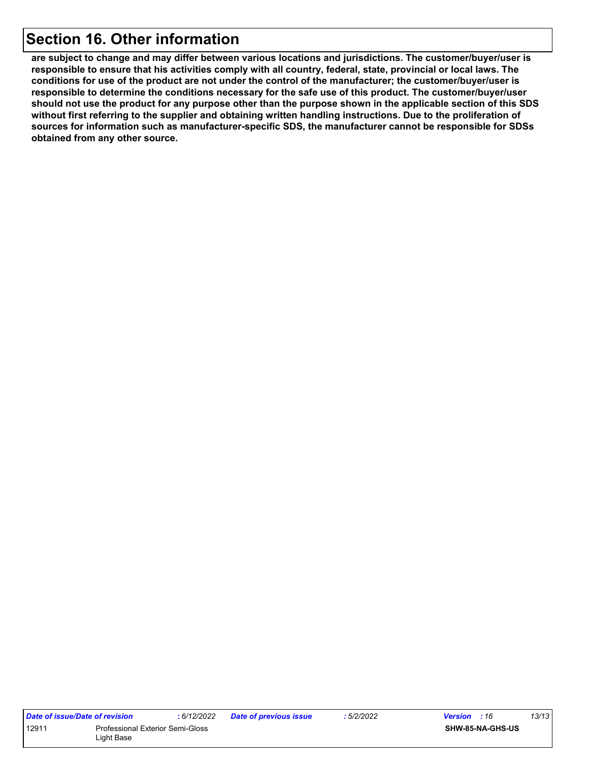# Section 16. Other information

**are subject to change and may differ between various locations and jurisdictions. The customer/buyer/user is responsible to ensure that his activities comply with all country, federal, state, provincial or local laws. The conditions for use of the product are not under the control of the manufacturer; the customer/buyer/user is responsible to determine the conditions necessary for the safe use of this product. The customer/buyer/user should not use the product for any purpose other than the purpose shown in the applicable section of this SDS without first referring to the supplier and obtaining written handling instructions. Due to the proliferation of sources for information such as manufacturer-specific SDS, the manufacturer cannot be responsible for SDSs obtained from any other source.**